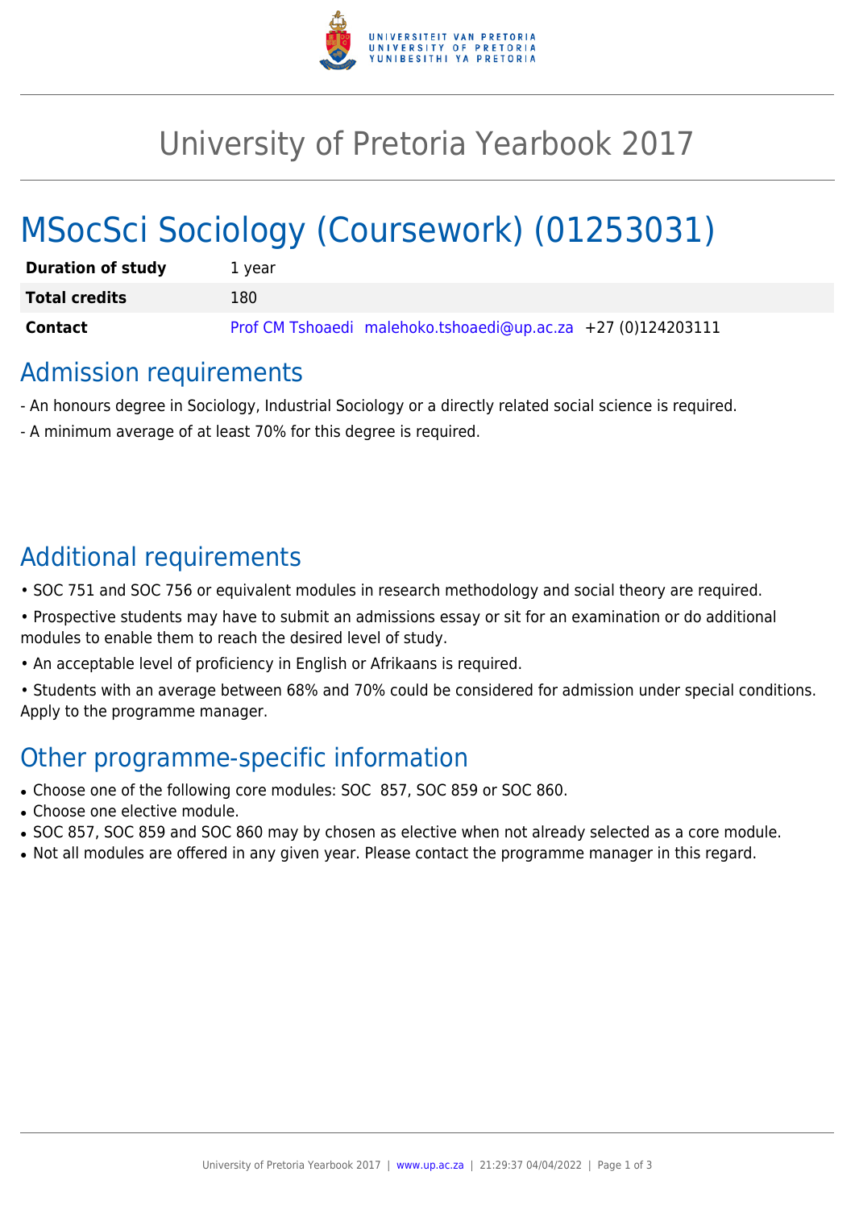# University of Pretoria Yearbook 2017

# MSocSci Sociology (Coursework) (01253031)

| | |
|---|---|
| **Duration of study** | 1 year |
| **Total credits** | 180 |
| **Contact** | Prof CM Tshoaedi malehoko.tshoaedi@up.ac.za +27 (0)124203111 |

## Admission requirements

- An honours degree in Sociology, Industrial Sociology or a directly related social science is required.

- A minimum average of at least 70% for this degree is required.

## Additional requirements

• SOC 751 and SOC 756 or equivalent modules in research methodology and social theory are required.

• Prospective students may have to submit an admissions essay or sit for an examination or do additional modules to enable them to reach the desired level of study.

• An acceptable level of proficiency in English or Afrikaans is required.

• Students with an average between 68% and 70% could be considered for admission under special conditions. Apply to the programme manager.

## Other programme-specific information

- Choose one of the following core modules: SOC 857, SOC 859 or SOC 860.
- Choose one elective module.
- SOC 857, SOC 859 and SOC 860 may by chosen as elective when not already selected as a core module.
- Not all modules are offered in any given year. Please contact the programme manager in this regard.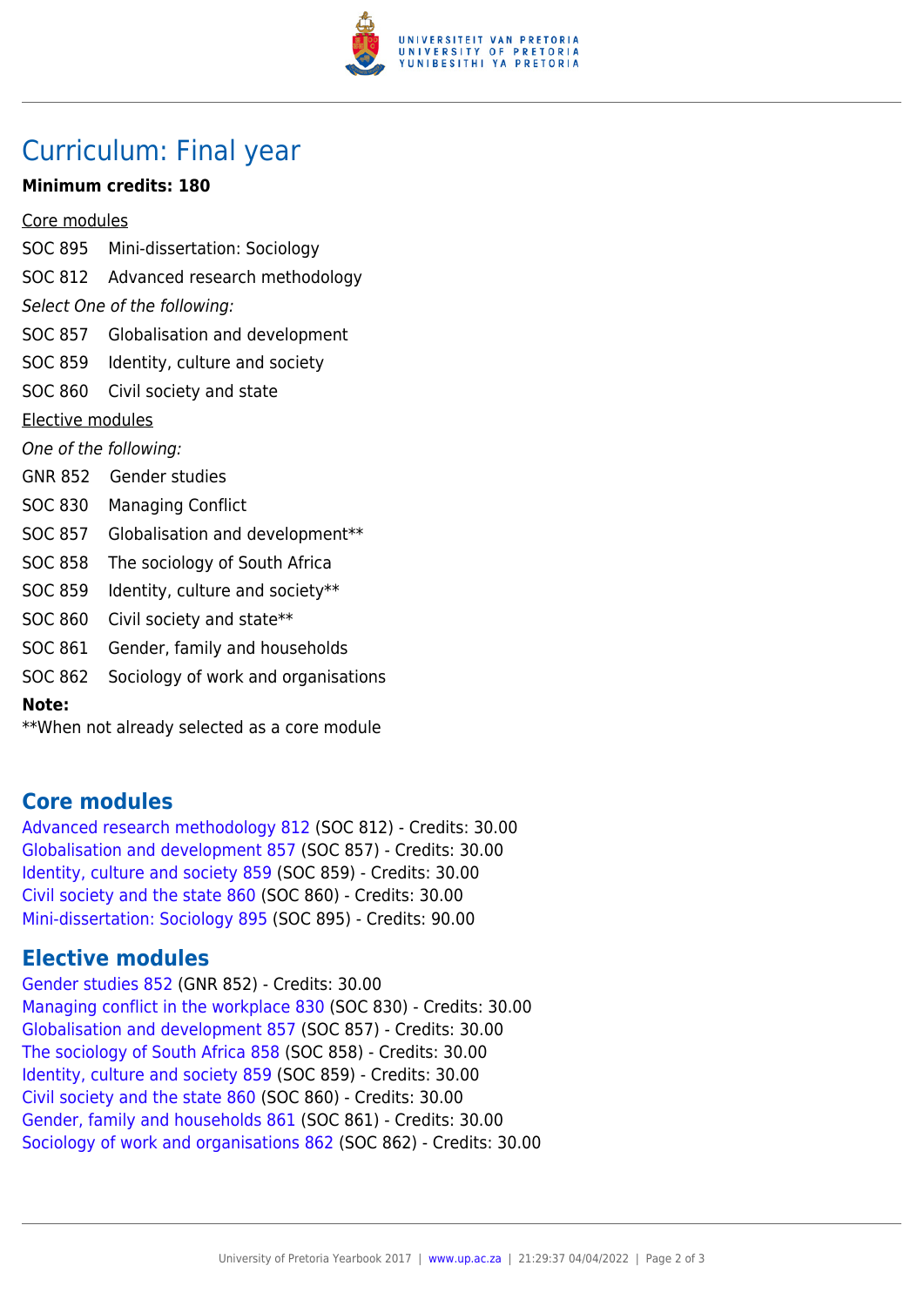# Curriculum: Final year

**Minimum credits: 180**

<u>Core modules</u>

SOC 895 Mini-dissertation: Sociology

SOC 812 Advanced research methodology

*Select One of the following:*

SOC 857 Globalisation and development

SOC 859 Identity, culture and society

SOC 860 Civil society and state

<u>Elective modules</u>

*One of the following:*

GNR 852 Gender studies

SOC 830 Managing Conflict

SOC 857 Globalisation and development**

SOC 858 The sociology of South Africa

SOC 859 Identity, culture and society**

SOC 860 Civil society and state**

SOC 861 Gender, family and households

SOC 862 Sociology of work and organisations

**Note:**

**When not already selected as a core module

## Core modules

Advanced research methodology 812 (SOC 812) - Credits: 30.00
Globalisation and development 857 (SOC 857) - Credits: 30.00
Identity, culture and society 859 (SOC 859) - Credits: 30.00
Civil society and the state 860 (SOC 860) - Credits: 30.00
Mini-dissertation: Sociology 895 (SOC 895) - Credits: 90.00

## Elective modules

Gender studies 852 (GNR 852) - Credits: 30.00
Managing conflict in the workplace 830 (SOC 830) - Credits: 30.00
Globalisation and development 857 (SOC 857) - Credits: 30.00
The sociology of South Africa 858 (SOC 858) - Credits: 30.00
Identity, culture and society 859 (SOC 859) - Credits: 30.00
Civil society and the state 860 (SOC 860) - Credits: 30.00
Gender, family and households 861 (SOC 861) - Credits: 30.00
Sociology of work and organisations 862 (SOC 862) - Credits: 30.00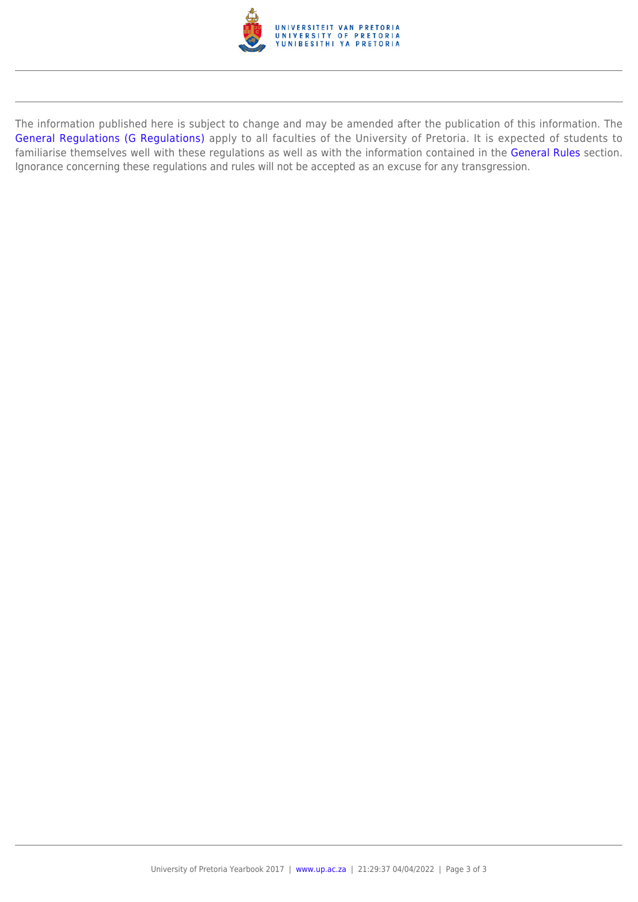The information published here is subject to change and may be amended after the publication of this information. The General Regulations (G Regulations) apply to all faculties of the University of Pretoria. It is expected of students to familiarise themselves well with these regulations as well as with the information contained in the General Rules section. Ignorance concerning these regulations and rules will not be accepted as an excuse for any transgression.